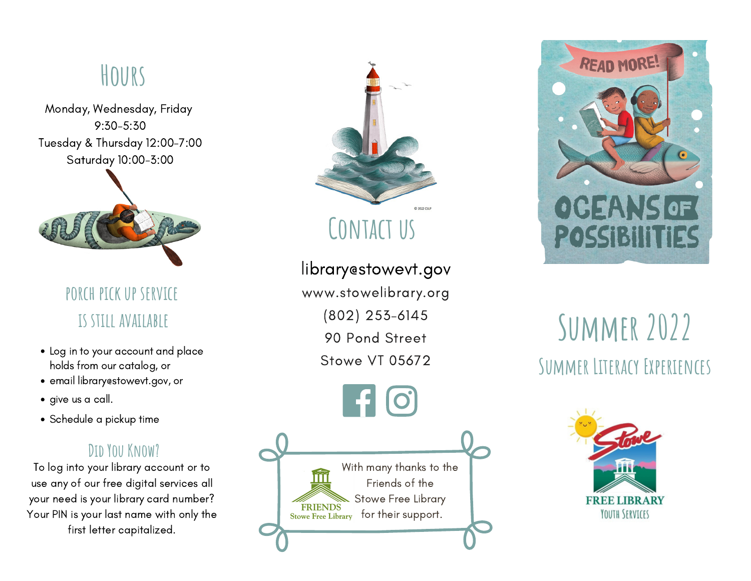## Hours

Monday, Wednesday, Friday
9:30-5:30
Tuesday & Thursday 12:00-7:00
Saturday 10:00-3:00

## Porch Pick Up Service Is Still Available

- Log in to your account and place holds from our catalog, or
- email library@stowevt.gov, or
- give us a call.
- Schedule a pickup time

## Did You Know?

To log into your library account or to use any of our free digital services all your need is your library card number? Your PIN is your last name with only the first letter capitalized.

© 2022 CSLP

## Contact Us

library@stowevt.gov
www.stowelibrary.org
(802) 253-6145
90 Pond Street
Stowe VT 05672

FRIENDS
Stowe Free Library

With many thanks to the Friends of the Stowe Free Library for their support.

READ MORE!

OCEANS OF POSSIBILITIES

# Summer 2022

## Summer Literacy Experiences

Stowe
FREE LIBRARY
Youth Services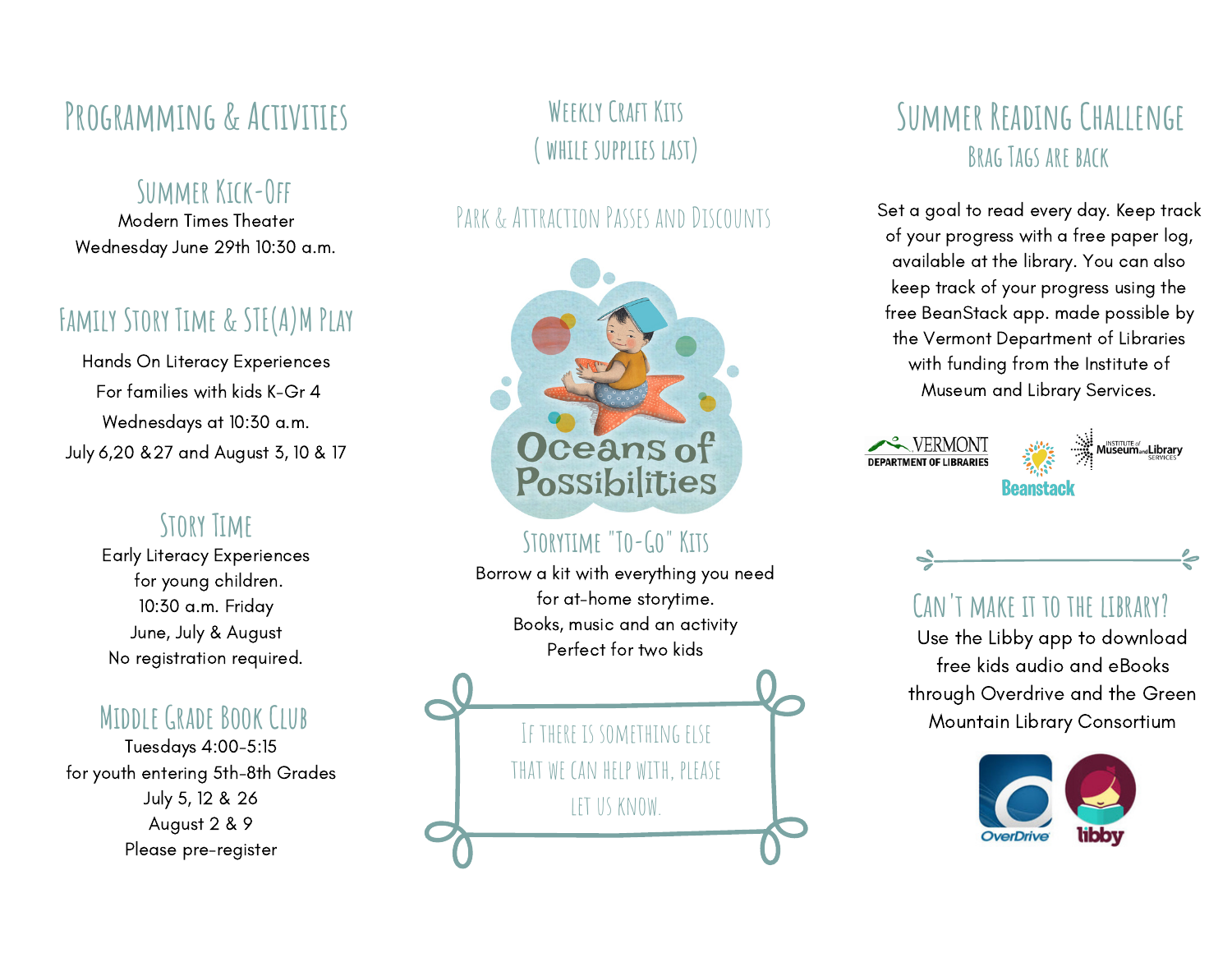# Programming & Activities

## Summer Kick-Off

Modern Times Theater
Wednesday June 29th 10:30 a.m.

## Family Story Time & STE(A)M Play

Hands On Literacy Experiences
For families with kids K-Gr 4
Wednesdays at 10:30 a.m.
July 6,20 &27 and August 3, 10 & 17

## Story Time

Early Literacy Experiences
for young children.
10:30 a.m. Friday
June, July & August
No registration required.

## Middle Grade Book Club

Tuesdays 4:00-5:15
for youth entering 5th-8th Grades
July 5, 12 & 26
August 2 & 9
Please pre-register

## Weekly Craft Kits ( while supplies last)

## Park & Attraction Passes and Discounts

Oceans of Possibilities

## Storytime "To-Go" Kits

Borrow a kit with everything you need
for at-home storytime.
Books, music and an activity
Perfect for two kids

If there is something else that we can help with, please let us know.

# Summer Reading Challenge

## Brag Tags are Back

Set a goal to read every day. Keep track of your progress with a free paper log, available at the library. You can also keep track of your progress using the free BeanStack app. made possible by the Vermont Department of Libraries with funding from the Institute of Museum and Library Services.

Vermont Department of Libraries | Beanstack | Institute of Museum and Library Services

## Can't make it to the library?

Use the Libby app to download free kids audio and eBooks through Overdrive and the Green Mountain Library Consortium

OverDrive | libby